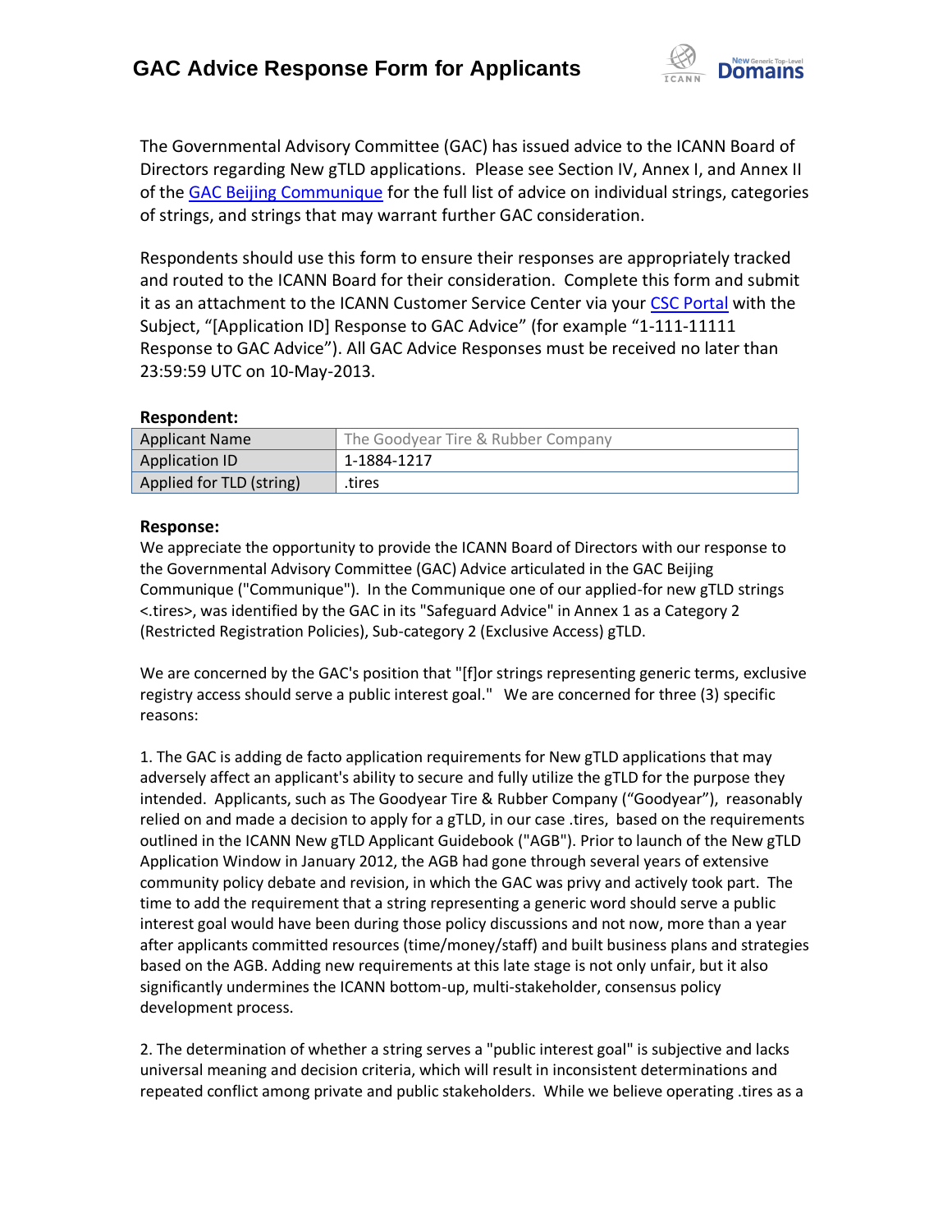# GAC Advice Response Form for Applicants

The Governmental Advisory Committee (GAC) has issued advice to the ICANN Board of Directors regarding New gTLD applications. Please see Section IV, Annex I, and Annex II of the GAC Beijing Communique for the full list of advice on individual strings, categories of strings, and strings that may warrant further GAC consideration.

Respondents should use this form to ensure their responses are appropriately tracked and routed to the ICANN Board for their consideration. Complete this form and submit it as an attachment to the ICANN Customer Service Center via your CSC Portal with the Subject, "[Application ID] Response to GAC Advice" (for example "1-111-11111 Response to GAC Advice"). All GAC Advice Responses must be received no later than 23:59:59 UTC on 10-May-2013.

**Respondent:**

| | |
|---|---|
| Applicant Name | The Goodyear Tire & Rubber Company |
| Application ID | 1-1884-1217 |
| Applied for TLD (string) | .tires |

**Response:**

We appreciate the opportunity to provide the ICANN Board of Directors with our response to the Governmental Advisory Committee (GAC) Advice articulated in the GAC Beijing Communique ("Communique"). In the Communique one of our applied-for new gTLD strings <.tires>, was identified by the GAC in its "Safeguard Advice" in Annex 1 as a Category 2 (Restricted Registration Policies), Sub-category 2 (Exclusive Access) gTLD.

We are concerned by the GAC's position that "[f]or strings representing generic terms, exclusive registry access should serve a public interest goal." We are concerned for three (3) specific reasons:

1. The GAC is adding de facto application requirements for New gTLD applications that may adversely affect an applicant's ability to secure and fully utilize the gTLD for the purpose they intended. Applicants, such as The Goodyear Tire & Rubber Company ("Goodyear"), reasonably relied on and made a decision to apply for a gTLD, in our case .tires, based on the requirements outlined in the ICANN New gTLD Applicant Guidebook ("AGB"). Prior to launch of the New gTLD Application Window in January 2012, the AGB had gone through several years of extensive community policy debate and revision, in which the GAC was privy and actively took part. The time to add the requirement that a string representing a generic word should serve a public interest goal would have been during those policy discussions and not now, more than a year after applicants committed resources (time/money/staff) and built business plans and strategies based on the AGB. Adding new requirements at this late stage is not only unfair, but it also significantly undermines the ICANN bottom-up, multi-stakeholder, consensus policy development process.

2. The determination of whether a string serves a "public interest goal" is subjective and lacks universal meaning and decision criteria, which will result in inconsistent determinations and repeated conflict among private and public stakeholders. While we believe operating .tires as a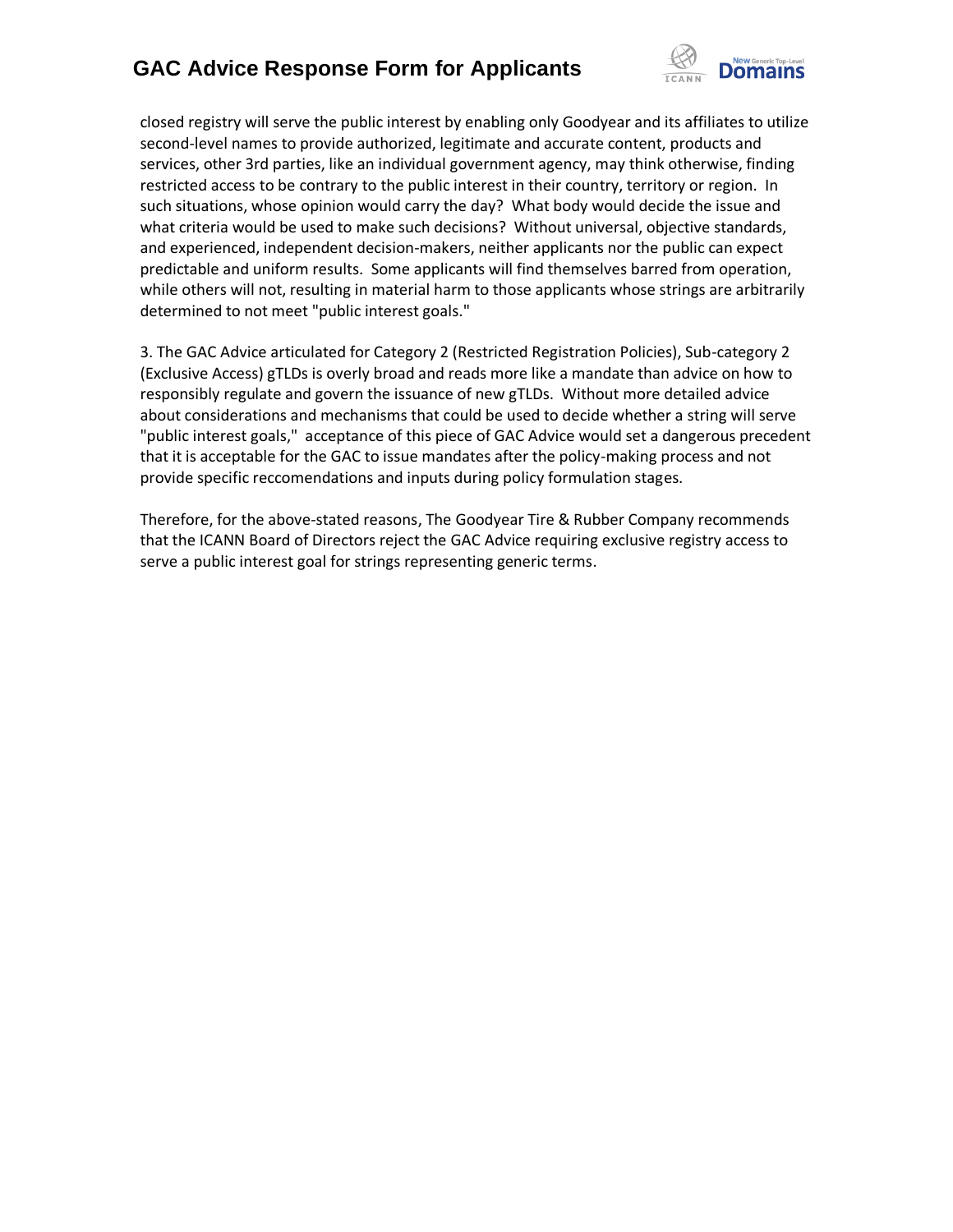closed registry will serve the public interest by enabling only Goodyear and its affiliates to utilize second-level names to provide authorized, legitimate and accurate content, products and services, other 3rd parties, like an individual government agency, may think otherwise, finding restricted access to be contrary to the public interest in their country, territory or region. In such situations, whose opinion would carry the day? What body would decide the issue and what criteria would be used to make such decisions? Without universal, objective standards, and experienced, independent decision-makers, neither applicants nor the public can expect predictable and uniform results. Some applicants will find themselves barred from operation, while others will not, resulting in material harm to those applicants whose strings are arbitrarily determined to not meet "public interest goals."

3. The GAC Advice articulated for Category 2 (Restricted Registration Policies), Sub-category 2 (Exclusive Access) gTLDs is overly broad and reads more like a mandate than advice on how to responsibly regulate and govern the issuance of new gTLDs. Without more detailed advice about considerations and mechanisms that could be used to decide whether a string will serve "public interest goals," acceptance of this piece of GAC Advice would set a dangerous precedent that it is acceptable for the GAC to issue mandates after the policy-making process and not provide specific reccomendations and inputs during policy formulation stages.

Therefore, for the above-stated reasons, The Goodyear Tire & Rubber Company recommends that the ICANN Board of Directors reject the GAC Advice requiring exclusive registry access to serve a public interest goal for strings representing generic terms.